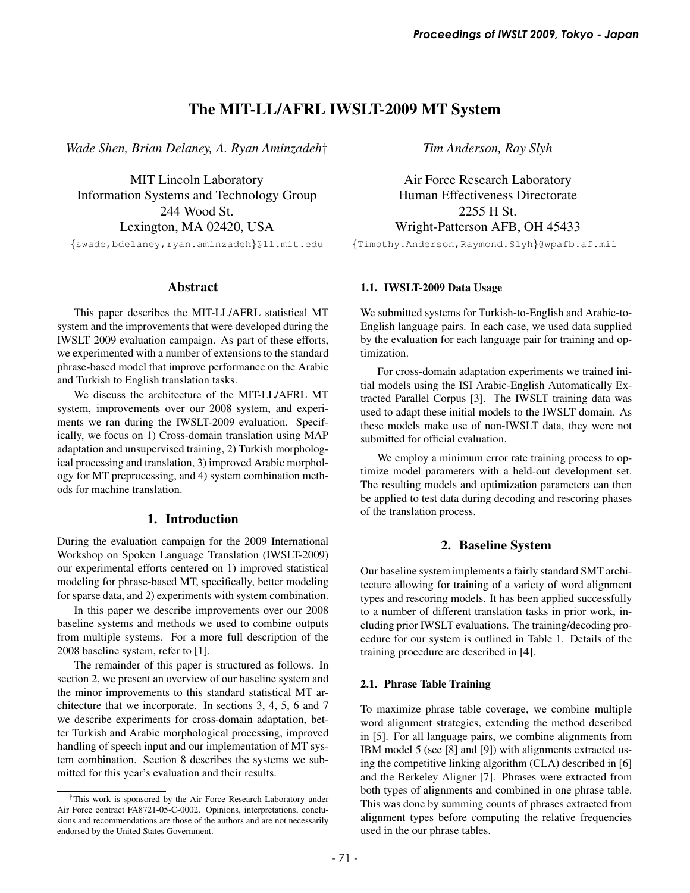# The MIT-LL/AFRL IWSLT-2009 MT System

*Wade Shen, Brian Delaney, A. Ryan Aminzadeh†*

MIT Lincoln Laboratory
Information Systems and Technology Group
244 Wood St.
Lexington, MA 02420, USA

{swade,bdelaney,ryan.aminzadeh}@ll.mit.edu

*Tim Anderson, Ray Slyh*

Air Force Research Laboratory
Human Effectiveness Directorate
2255 H St.
Wright-Patterson AFB, OH 45433

{Timothy.Anderson,Raymond.Slyh}@wpafb.af.mil

## Abstract

This paper describes the MIT-LL/AFRL statistical MT system and the improvements that were developed during the IWSLT 2009 evaluation campaign. As part of these efforts, we experimented with a number of extensions to the standard phrase-based model that improve performance on the Arabic and Turkish to English translation tasks.

We discuss the architecture of the MIT-LL/AFRL MT system, improvements over our 2008 system, and experiments we ran during the IWSLT-2009 evaluation. Specifically, we focus on 1) Cross-domain translation using MAP adaptation and unsupervised training, 2) Turkish morphological processing and translation, 3) improved Arabic morphology for MT preprocessing, and 4) system combination methods for machine translation.

## 1. Introduction

During the evaluation campaign for the 2009 International Workshop on Spoken Language Translation (IWSLT-2009) our experimental efforts centered on 1) improved statistical modeling for phrase-based MT, specifically, better modeling for sparse data, and 2) experiments with system combination.

In this paper we describe improvements over our 2008 baseline systems and methods we used to combine outputs from multiple systems. For a more full description of the 2008 baseline system, refer to [1].

The remainder of this paper is structured as follows. In section 2, we present an overview of our baseline system and the minor improvements to this standard statistical MT architecture that we incorporate. In sections 3, 4, 5, 6 and 7 we describe experiments for cross-domain adaptation, better Turkish and Arabic morphological processing, improved handling of speech input and our implementation of MT system combination. Section 8 describes the systems we submitted for this year's evaluation and their results.

†This work is sponsored by the Air Force Research Laboratory under Air Force contract FA8721-05-C-0002. Opinions, interpretations, conclusions and recommendations are those of the authors and are not necessarily endorsed by the United States Government.

### 1.1. IWSLT-2009 Data Usage

We submitted systems for Turkish-to-English and Arabic-to-English language pairs. In each case, we used data supplied by the evaluation for each language pair for training and optimization.

For cross-domain adaptation experiments we trained initial models using the ISI Arabic-English Automatically Extracted Parallel Corpus [3]. The IWSLT training data was used to adapt these initial models to the IWSLT domain. As these models make use of non-IWSLT data, they were not submitted for official evaluation.

We employ a minimum error rate training process to optimize model parameters with a held-out development set. The resulting models and optimization parameters can then be applied to test data during decoding and rescoring phases of the translation process.

## 2. Baseline System

Our baseline system implements a fairly standard SMT architecture allowing for training of a variety of word alignment types and rescoring models. It has been applied successfully to a number of different translation tasks in prior work, including prior IWSLT evaluations. The training/decoding procedure for our system is outlined in Table 1. Details of the training procedure are described in [4].

### 2.1. Phrase Table Training

To maximize phrase table coverage, we combine multiple word alignment strategies, extending the method described in [5]. For all language pairs, we combine alignments from IBM model 5 (see [8] and [9]) with alignments extracted using the competitive linking algorithm (CLA) described in [6] and the Berkeley Aligner [7]. Phrases were extracted from both types of alignments and combined in one phrase table. This was done by summing counts of phrases extracted from alignment types before computing the relative frequencies used in the our phrase tables.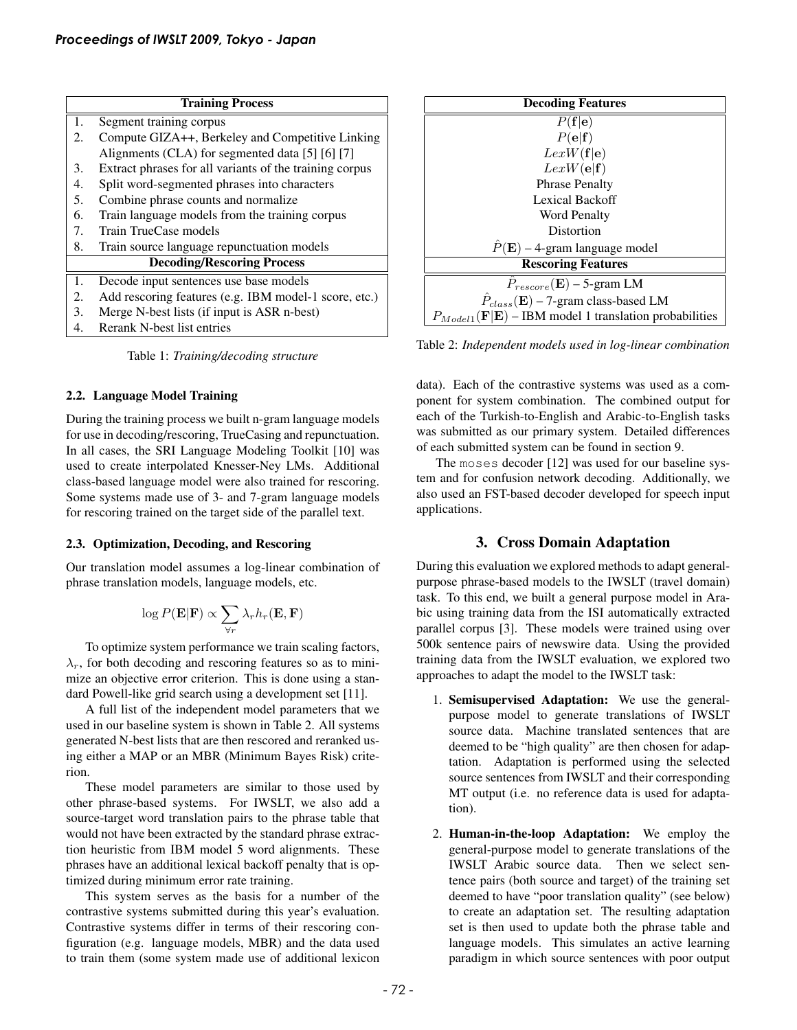| | Training Process |
|---|---|
| 1. | Segment training corpus |
| 2. | Compute GIZA++, Berkeley and Competitive Linking Alignments (CLA) for segmented data [5] [6] [7] |
| 3. | Extract phrases for all variants of the training corpus |
| 4. | Split word-segmented phrases into characters |
| 5. | Combine phrase counts and normalize |
| 6. | Train language models from the training corpus |
| 7. | Train TrueCase models |
| 8. | Train source language repunctuation models |
| | **Decoding/Rescoring Process** |
| 1. | Decode input sentences use base models |
| 2. | Add rescoring features (e.g. IBM model-1 score, etc.) |
| 3. | Merge N-best lists (if input is ASR n-best) |
| 4. | Rerank N-best list entries |

Table 1: *Training/decoding structure*

### 2.2. Language Model Training

During the training process we built n-gram language models for use in decoding/rescoring, TrueCasing and repunctuation. In all cases, the SRI Language Modeling Toolkit [10] was used to create interpolated Knesser-Ney LMs. Additional class-based language model were also trained for rescoring. Some systems made use of 3- and 7-gram language models for rescoring trained on the target side of the parallel text.

### 2.3. Optimization, Decoding, and Rescoring

Our translation model assumes a log-linear combination of phrase translation models, language models, etc.

$$\log P(\mathbf{E}|\mathbf{F}) \propto \sum_{\forall r} \lambda_r h_r(\mathbf{E}, \mathbf{F})$$

To optimize system performance we train scaling factors, $\lambda_r$, for both decoding and rescoring features so as to minimize an objective error criterion. This is done using a standard Powell-like grid search using a development set [11].

A full list of the independent model parameters that we used in our baseline system is shown in Table 2. All systems generated N-best lists that are then rescored and reranked using either a MAP or an MBR (Minimum Bayes Risk) criterion.

These model parameters are similar to those used by other phrase-based systems. For IWSLT, we also add a source-target word translation pairs to the phrase table that would not have been extracted by the standard phrase extraction heuristic from IBM model 5 word alignments. These phrases have an additional lexical backoff penalty that is optimized during minimum error rate training.

This system serves as the basis for a number of the contrastive systems submitted during this year's evaluation. Contrastive systems differ in terms of their rescoring configuration (e.g. language models, MBR) and the data used to train them (some system made use of additional lexicon data). Each of the contrastive systems was used as a component for system combination. The combined output for each of the Turkish-to-English and Arabic-to-English tasks was submitted as our primary system. Detailed differences of each submitted system can be found in section 9.

| Decoding Features |
|---|
| $P(\mathbf{f}\|\mathbf{e})$ |
| $P(\mathbf{e}\|\mathbf{f})$ |
| $LexW(\mathbf{f}\|\mathbf{e})$ |
| $LexW(\mathbf{e}\|\mathbf{f})$ |
| Phrase Penalty |
| Lexical Backoff |
| Word Penalty |
| Distortion |
| $\hat{P}(\mathbf{E})$ – 4-gram language model |
| **Rescoring Features** |
| $\hat{P}_{rescore}(\mathbf{E})$ – 5-gram LM |
| $\hat{P}_{class}(\mathbf{E})$ – 7-gram class-based LM |
| $P_{Model1}(\mathbf{F}\|\mathbf{E})$ – IBM model 1 translation probabilities |

Table 2: *Independent models used in log-linear combination*

The moses decoder [12] was used for our baseline system and for confusion network decoding. Additionally, we also used an FST-based decoder developed for speech input applications.

## 3. Cross Domain Adaptation

During this evaluation we explored methods to adapt general-purpose phrase-based models to the IWSLT (travel domain) task. To this end, we built a general purpose model in Arabic using training data from the ISI automatically extracted parallel corpus [3]. These models were trained using over 500k sentence pairs of newswire data. Using the provided training data from the IWSLT evaluation, we explored two approaches to adapt the model to the IWSLT task:

1. **Semisupervised Adaptation:** We use the general-purpose model to generate translations of IWSLT source data. Machine translated sentences that are deemed to be "high quality" are then chosen for adaptation. Adaptation is performed using the selected source sentences from IWSLT and their corresponding MT output (i.e. no reference data is used for adaptation).

2. **Human-in-the-loop Adaptation:** We employ the general-purpose model to generate translations of the IWSLT Arabic source data. Then we select sentence pairs (both source and target) of the training set deemed to have "poor translation quality" (see below) to create an adaptation set. The resulting adaptation set is then used to update both the phrase table and language models. This simulates an active learning paradigm in which source sentences with poor output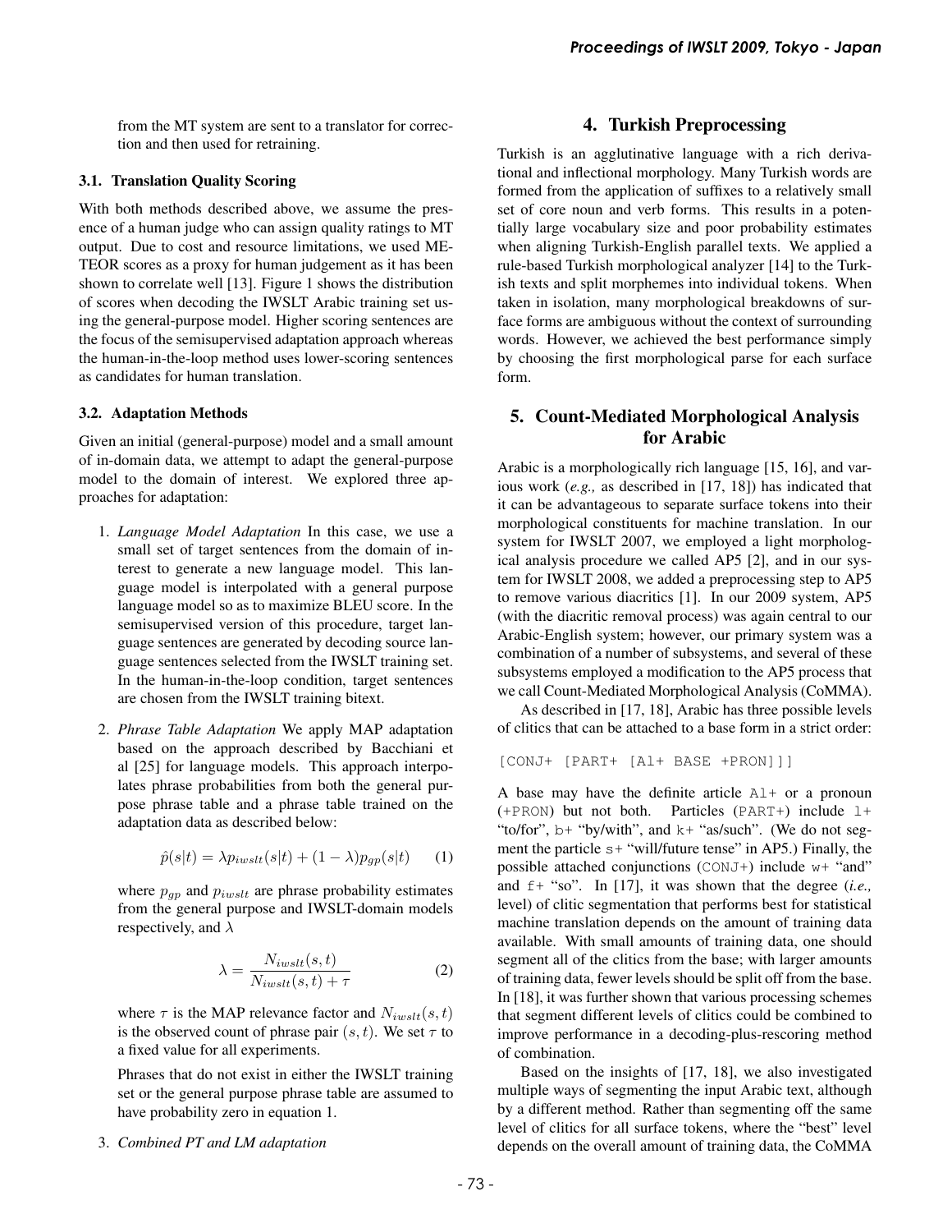from the MT system are sent to a translator for correction and then used for retraining.

### 3.1. Translation Quality Scoring

With both methods described above, we assume the presence of a human judge who can assign quality ratings to MT output. Due to cost and resource limitations, we used METEOR scores as a proxy for human judgement as it has been shown to correlate well [13]. Figure 1 shows the distribution of scores when decoding the IWSLT Arabic training set using the general-purpose model. Higher scoring sentences are the focus of the semisupervised adaptation approach whereas the human-in-the-loop method uses lower-scoring sentences as candidates for human translation.

### 3.2. Adaptation Methods

Given an initial (general-purpose) model and a small amount of in-domain data, we attempt to adapt the general-purpose model to the domain of interest. We explored three approaches for adaptation:

1. *Language Model Adaptation* In this case, we use a small set of target sentences from the domain of interest to generate a new language model. This language model is interpolated with a general purpose language model so as to maximize BLEU score. In the semisupervised version of this procedure, target language sentences are generated by decoding source language sentences selected from the IWSLT training set. In the human-in-the-loop condition, target sentences are chosen from the IWSLT training bitext.

2. *Phrase Table Adaptation* We apply MAP adaptation based on the approach described by Bacchiani et al [25] for language models. This approach interpolates phrase probabilities from both the general purpose phrase table and a phrase table trained on the adaptation data as described below:

$$\hat{p}(s|t) = \lambda p_{iwslt}(s|t) + (1 - \lambda)p_{gp}(s|t) \quad (1)$$

   where $p_{gp}$ and $p_{iwslt}$ are phrase probability estimates from the general purpose and IWSLT-domain models respectively, and $\lambda$

$$\lambda = \frac{N_{iwslt}(s,t)}{N_{iwslt}(s,t) + \tau} \quad (2)$$

   where $\tau$ is the MAP relevance factor and $N_{iwslt}(s,t)$ is the observed count of phrase pair $(s,t)$. We set $\tau$ to a fixed value for all experiments.

   Phrases that do not exist in either the IWSLT training set or the general purpose phrase table are assumed to have probability zero in equation 1.

3. *Combined PT and LM adaptation*

## 4. Turkish Preprocessing

Turkish is an agglutinative language with a rich derivational and inflectional morphology. Many Turkish words are formed from the application of suffixes to a relatively small set of core noun and verb forms. This results in a potentially large vocabulary size and poor probability estimates when aligning Turkish-English parallel texts. We applied a rule-based Turkish morphological analyzer [14] to the Turkish texts and split morphemes into individual tokens. When taken in isolation, many morphological breakdowns of surface forms are ambiguous without the context of surrounding words. However, we achieved the best performance simply by choosing the first morphological parse for each surface form.

## 5. Count-Mediated Morphological Analysis for Arabic

Arabic is a morphologically rich language [15, 16], and various work (*e.g.,* as described in [17, 18]) has indicated that it can be advantageous to separate surface tokens into their morphological constituents for machine translation. In our system for IWSLT 2007, we employed a light morphological analysis procedure we called AP5 [2], and in our system for IWSLT 2008, we added a preprocessing step to AP5 to remove various diacritics [1]. In our 2009 system, AP5 (with the diacritic removal process) was again central to our Arabic-English system; however, our primary system was a combination of a number of subsystems, and several of these subsystems employed a modification to the AP5 process that we call Count-Mediated Morphological Analysis (CoMMA).

As described in [17, 18], Arabic has three possible levels of clitics that can be attached to a base form in a strict order:

```
[CONJ+ [PART+ [Al+ BASE +PRON]]]
```

A base may have the definite article `Al+` or a pronoun (`+PRON`) but not both. Particles (`PART+`) include `l+` "to/for", `b+` "by/with", and `k+` "as/such". (We do not segment the particle `s+` "will/future tense" in AP5.) Finally, the possible attached conjunctions (`CONJ+`) include `w+` "and" and `f+` "so". In [17], it was shown that the degree (*i.e.,* level) of clitic segmentation that performs best for statistical machine translation depends on the amount of training data available. With small amounts of training data, one should segment all of the clitics from the base; with larger amounts of training data, fewer levels should be split off from the base. In [18], it was further shown that various processing schemes that segment different levels of clitics could be combined to improve performance in a decoding-plus-rescoring method of combination.

Based on the insights of [17, 18], we also investigated multiple ways of segmenting the input Arabic text, although by a different method. Rather than segmenting off the same level of clitics for all surface tokens, where the "best" level depends on the overall amount of training data, the CoMMA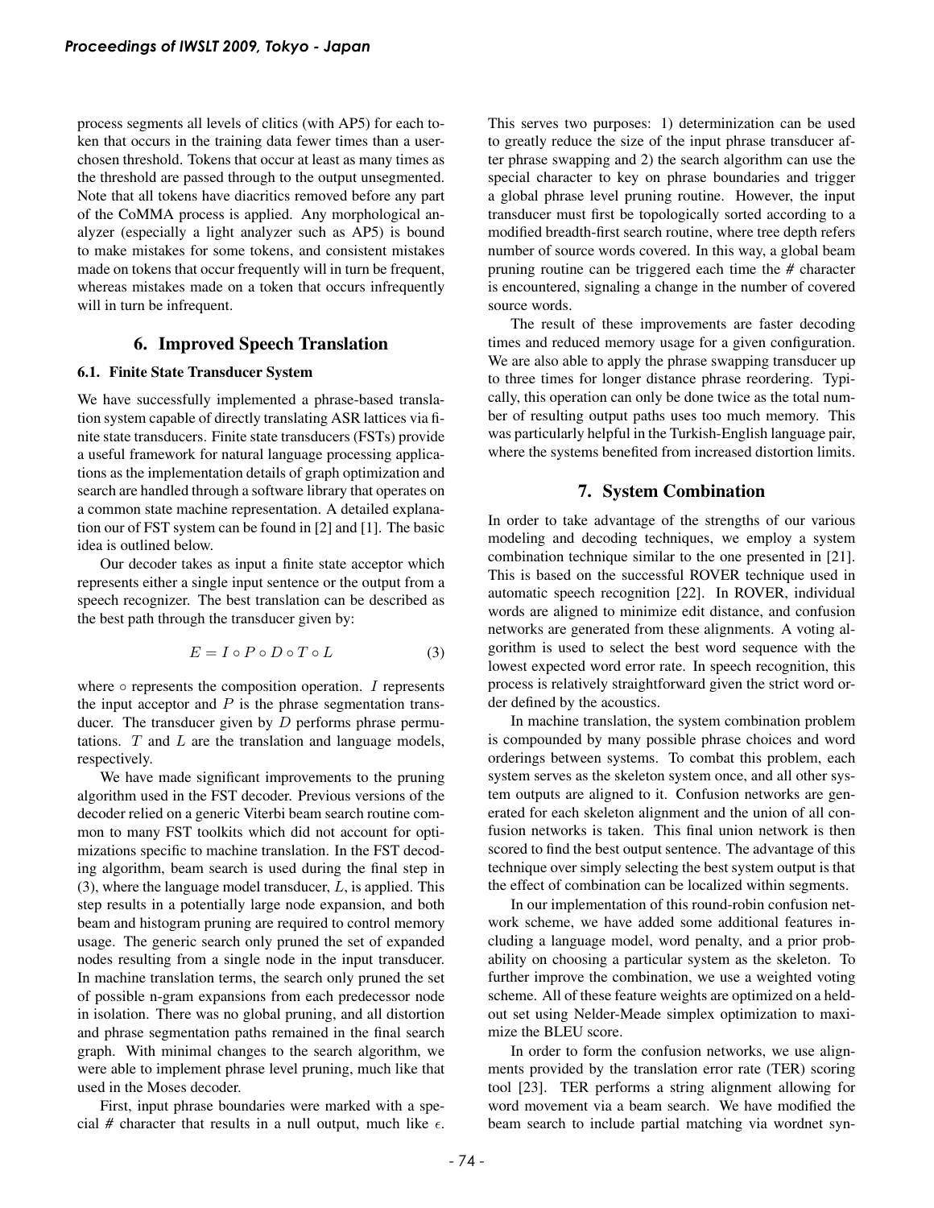process segments all levels of clitics (with AP5) for each token that occurs in the training data fewer times than a user-chosen threshold. Tokens that occur at least as many times as the threshold are passed through to the output unsegmented. Note that all tokens have diacritics removed before any part of the CoMMA process is applied. Any morphological analyzer (especially a light analyzer such as AP5) is bound to make mistakes for some tokens, and consistent mistakes made on tokens that occur frequently will in turn be frequent, whereas mistakes made on a token that occurs infrequently will in turn be infrequent.

## 6. Improved Speech Translation

### 6.1. Finite State Transducer System

We have successfully implemented a phrase-based translation system capable of directly translating ASR lattices via finite state transducers. Finite state transducers (FSTs) provide a useful framework for natural language processing applications as the implementation details of graph optimization and search are handled through a software library that operates on a common state machine representation. A detailed explanation our of FST system can be found in [2] and [1]. The basic idea is outlined below.

Our decoder takes as input a finite state acceptor which represents either a single input sentence or the output from a speech recognizer. The best translation can be described as the best path through the transducer given by:

$$E = I \circ P \circ D \circ T \circ L \tag{3}$$

where $\circ$ represents the composition operation. $I$ represents the input acceptor and $P$ is the phrase segmentation transducer. The transducer given by $D$ performs phrase permutations. $T$ and $L$ are the translation and language models, respectively.

We have made significant improvements to the pruning algorithm used in the FST decoder. Previous versions of the decoder relied on a generic Viterbi beam search routine common to many FST toolkits which did not account for optimizations specific to machine translation. In the FST decoding algorithm, beam search is used during the final step in (3), where the language model transducer, $L$, is applied. This step results in a potentially large node expansion, and both beam and histogram pruning are required to control memory usage. The generic search only pruned the set of expanded nodes resulting from a single node in the input transducer. In machine translation terms, the search only pruned the set of possible n-gram expansions from each predecessor node in isolation. There was no global pruning, and all distortion and phrase segmentation paths remained in the final search graph. With minimal changes to the search algorithm, we were able to implement phrase level pruning, much like that used in the Moses decoder.

First, input phrase boundaries were marked with a special # character that results in a null output, much like $\epsilon$. This serves two purposes: 1) determinization can be used to greatly reduce the size of the input phrase transducer after phrase swapping and 2) the search algorithm can use the special character to key on phrase boundaries and trigger a global phrase level pruning routine. However, the input transducer must first be topologically sorted according to a modified breadth-first search routine, where tree depth refers number of source words covered. In this way, a global beam pruning routine can be triggered each time the # character is encountered, signaling a change in the number of covered source words.

The result of these improvements are faster decoding times and reduced memory usage for a given configuration. We are also able to apply the phrase swapping transducer up to three times for longer distance phrase reordering. Typically, this operation can only be done twice as the total number of resulting output paths uses too much memory. This was particularly helpful in the Turkish-English language pair, where the systems benefited from increased distortion limits.

## 7. System Combination

In order to take advantage of the strengths of our various modeling and decoding techniques, we employ a system combination technique similar to the one presented in [21]. This is based on the successful ROVER technique used in automatic speech recognition [22]. In ROVER, individual words are aligned to minimize edit distance, and confusion networks are generated from these alignments. A voting algorithm is used to select the best word sequence with the lowest expected word error rate. In speech recognition, this process is relatively straightforward given the strict word order defined by the acoustics.

In machine translation, the system combination problem is compounded by many possible phrase choices and word orderings between systems. To combat this problem, each system serves as the skeleton system once, and all other system outputs are aligned to it. Confusion networks are generated for each skeleton alignment and the union of all confusion networks is taken. This final union network is then scored to find the best output sentence. The advantage of this technique over simply selecting the best system output is that the effect of combination can be localized within segments.

In our implementation of this round-robin confusion network scheme, we have added some additional features including a language model, word penalty, and a prior probability on choosing a particular system as the skeleton. To further improve the combination, we use a weighted voting scheme. All of these feature weights are optimized on a held-out set using Nelder-Meade simplex optimization to maximize the BLEU score.

In order to form the confusion networks, we use alignments provided by the translation error rate (TER) scoring tool [23]. TER performs a string alignment allowing for word movement via a beam search. We have modified the beam search to include partial matching via wordnet syn-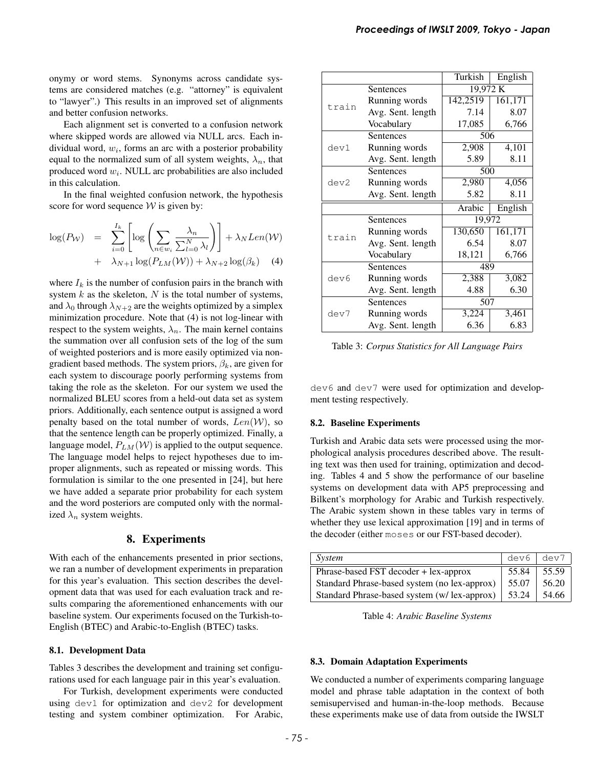onymy or word stems. Synonyms across candidate systems are considered matches (e.g. "attorney" is equivalent to "lawyer".) This results in an improved set of alignments and better confusion networks.

Each alignment set is converted to a confusion network where skipped words are allowed via NULL arcs. Each individual word, $w_i$, forms an arc with a posterior probability equal to the normalized sum of all system weights, $\lambda_n$, that produced word $w_i$. NULL arc probabilities are also included in this calculation.

In the final weighted confusion network, the hypothesis score for word sequence $\mathcal{W}$ is given by:

$$\log(P_{\mathcal{W}}) = \sum_{i=0}^{I_k} \left[ \log \left( \sum_{n \in w_i} \frac{\lambda_n}{\sum_{l=0}^{N} \lambda_l} \right) \right] + \lambda_N Len(\mathcal{W}) + \lambda_{N+1} \log(P_{LM}(\mathcal{W})) + \lambda_{N+2} \log(\beta_k) \quad (4)$$

where $I_k$ is the number of confusion pairs in the branch with system $k$ as the skeleton, $N$ is the total number of systems, and $\lambda_0$ through $\lambda_{N+2}$ are the weights optimized by a simplex minimization procedure. Note that (4) is not log-linear with respect to the system weights, $\lambda_n$. The main kernel contains the summation over all confusion sets of the log of the sum of weighted posteriors and is more easily optimized via non-gradient based methods. The system priors, $\beta_k$, are given for each system to discourage poorly performing systems from taking the role as the skeleton. For our system we used the normalized BLEU scores from a held-out data set as system priors. Additionally, each sentence output is assigned a word penalty based on the total number of words, $Len(\mathcal{W})$, so that the sentence length can be properly optimized. Finally, a language model, $P_{LM}(\mathcal{W})$ is applied to the output sequence. The language model helps to reject hypotheses due to improper alignments, such as repeated or missing words. This formulation is similar to the one presented in [24], but here we have added a separate prior probability for each system and the word posteriors are computed only with the normalized $\lambda_n$ system weights.

## 8. Experiments

With each of the enhancements presented in prior sections, we ran a number of development experiments in preparation for this year's evaluation. This section describes the development data that was used for each evaluation track and results comparing the aforementioned enhancements with our baseline system. Our experiments focused on the Turkish-to-English (BTEC) and Arabic-to-English (BTEC) tasks.

### 8.1. Development Data

Tables 3 describes the development and training set configurations used for each language pair in this year's evaluation.

For Turkish, development experiments were conducted using `dev1` for optimization and `dev2` for development testing and system combiner optimization. For Arabic, `dev6` and `dev7` were used for optimization and development testing respectively.

| | | Turkish | English |
|---|---|---|---|
| train | Sentences | 19,972 K | |
| | Running words | 142,2519 | 161,171 |
| | Avg. Sent. length | 7.14 | 8.07 |
| | Vocabulary | 17,085 | 6,766 |
| dev1 | Sentences | 506 | |
| | Running words | 2,908 | 4,101 |
| | Avg. Sent. length | 5.89 | 8.11 |
| dev2 | Sentences | 500 | |
| | Running words | 2,980 | 4,056 |
| | Avg. Sent. length | 5.82 | 8.11 |
| | | **Arabic** | **English** |
| train | Sentences | 19,972 | |
| | Running words | 130,650 | 161,171 |
| | Avg. Sent. length | 6.54 | 8.07 |
| | Vocabulary | 18,121 | 6,766 |
| dev6 | Sentences | 489 | |
| | Running words | 2,388 | 3,082 |
| | Avg. Sent. length | 4.88 | 6.30 |
| dev7 | Sentences | 507 | |
| | Running words | 3,224 | 3,461 |
| | Avg. Sent. length | 6.36 | 6.83 |

Table 3: *Corpus Statistics for All Language Pairs*

### 8.2. Baseline Experiments

Turkish and Arabic data sets were processed using the morphological analysis procedures described above. The resulting text was then used for training, optimization and decoding. Tables 4 and 5 show the performance of our baseline systems on development data with AP5 preprocessing and Bilkent's morphology for Arabic and Turkish respectively. The Arabic system shown in these tables vary in terms of whether they use lexical approximation [19] and in terms of the decoder (either `moses` or our FST-based decoder).

| *System* | `dev6` | `dev7` |
|---|---|---|
| Phrase-based FST decoder + lex-approx | 55.84 | 55.59 |
| Standard Phrase-based system (no lex-approx) | 55.07 | 56.20 |
| Standard Phrase-based system (w/ lex-approx) | 53.24 | 54.66 |

Table 4: *Arabic Baseline Systems*

### 8.3. Domain Adaptation Experiments

We conducted a number of experiments comparing language model and phrase table adaptation in the context of both semisupervised and human-in-the-loop methods. Because these experiments make use of data from outside the IWSLT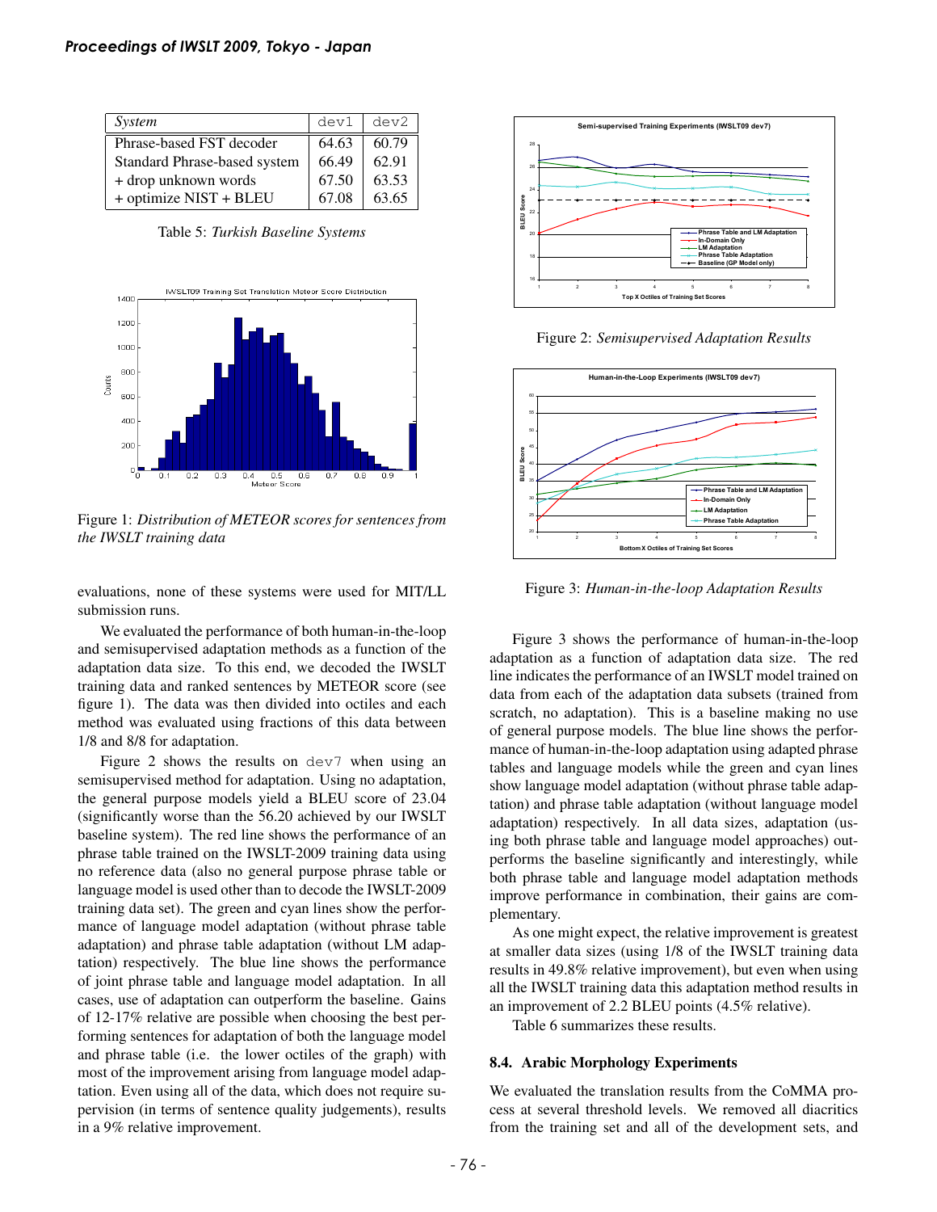| *System* | dev1 | dev2 |
|---|---|---|
| Phrase-based FST decoder | 64.63 | 60.79 |
| Standard Phrase-based system | 66.49 | 62.91 |
| + drop unknown words | 67.50 | 63.53 |
| + optimize NIST + BLEU | 67.08 | 63.65 |

Table 5: *Turkish Baseline Systems*

Figure 1: *Distribution of METEOR scores for sentences from the IWSLT training data*

evaluations, none of these systems were used for MIT/LL submission runs.

We evaluated the performance of both human-in-the-loop and semisupervised adaptation methods as a function of the adaptation data size. To this end, we decoded the IWSLT training data and ranked sentences by METEOR score (see figure 1). The data was then divided into octiles and each method was evaluated using fractions of this data between 1/8 and 8/8 for adaptation.

Figure 2 shows the results on dev7 when using an semisupervised method for adaptation. Using no adaptation, the general purpose models yield a BLEU score of 23.04 (significantly worse than the 56.20 achieved by our IWSLT baseline system). The red line shows the performance of an phrase table trained on the IWSLT-2009 training data using no reference data (also no general purpose phrase table or language model is used other than to decode the IWSLT-2009 training data set). The green and cyan lines show the performance of language model adaptation (without phrase table adaptation) and phrase table adaptation (without LM adaptation) respectively. The blue line shows the performance of joint phrase table and language model adaptation. In all cases, use of adaptation can outperform the baseline. Gains of 12-17% relative are possible when choosing the best performing sentences for adaptation of both the language model and phrase table (i.e. the lower octiles of the graph) with most of the improvement arising from language model adaptation. Even using all of the data, which does not require supervision (in terms of sentence quality judgements), results in a 9% relative improvement.

Figure 2: *Semisupervised Adaptation Results*

Figure 3: *Human-in-the-loop Adaptation Results*

Figure 3 shows the performance of human-in-the-loop adaptation as a function of adaptation data size. The red line indicates the performance of an IWSLT model trained on data from each of the adaptation data subsets (trained from scratch, no adaptation). This is a baseline making no use of general purpose models. The blue line shows the performance of human-in-the-loop adaptation using adapted phrase tables and language models while the green and cyan lines show language model adaptation (without phrase table adaptation) and phrase table adaptation (without language model adaptation) respectively. In all data sizes, adaptation (using both phrase table and language model approaches) outperforms the baseline significantly and interestingly, while both phrase table and language model adaptation methods improve performance in combination, their gains are complementary.

As one might expect, the relative improvement is greatest at smaller data sizes (using 1/8 of the IWSLT training data results in 49.8% relative improvement), but even when using all the IWSLT training data this adaptation method results in an improvement of 2.2 BLEU points (4.5% relative).

Table 6 summarizes these results.

### 8.4. Arabic Morphology Experiments

We evaluated the translation results from the CoMMA process at several threshold levels. We removed all diacritics from the training set and all of the development sets, and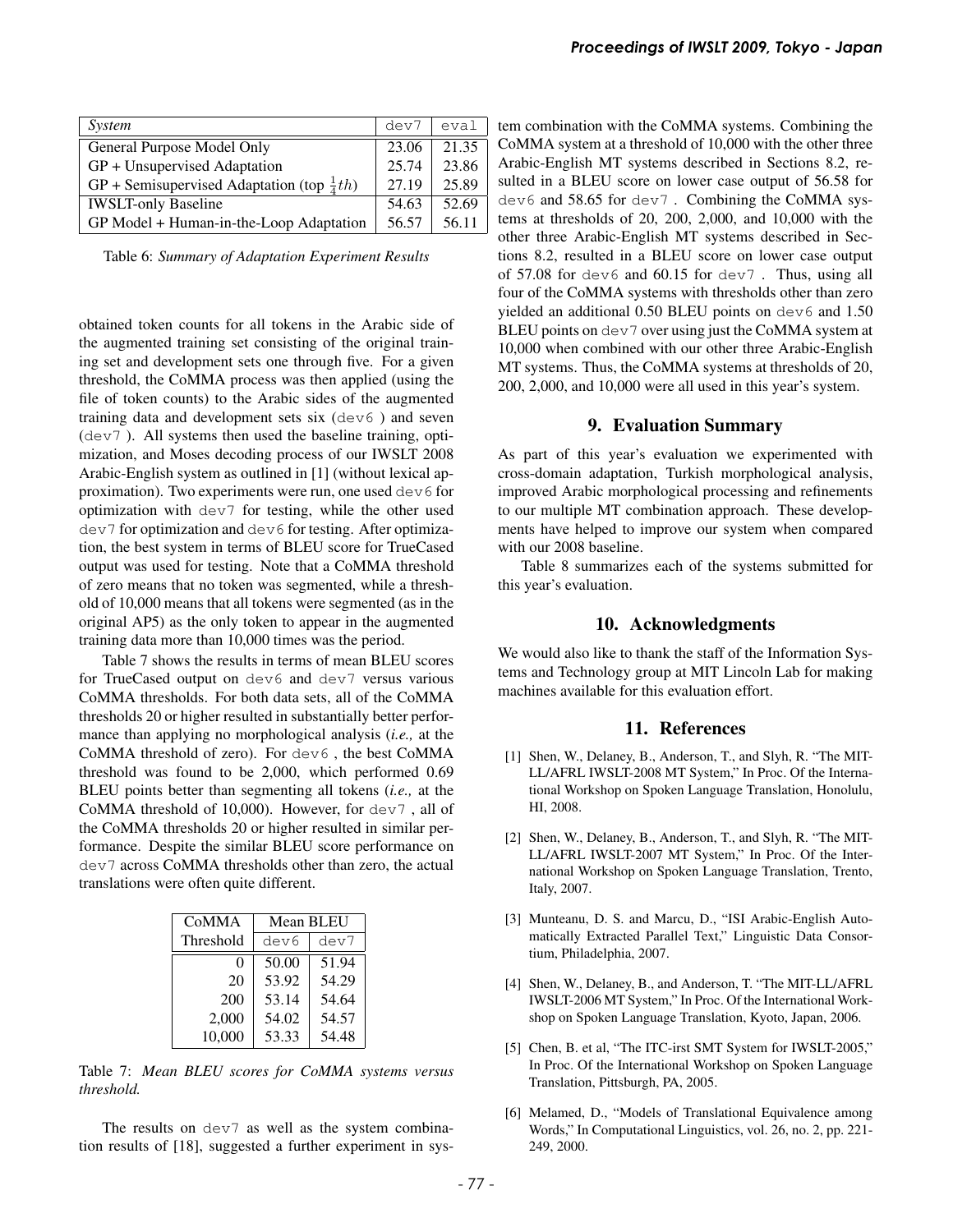| *System* | dev7 | eval |
| --- | --- | --- |
| General Purpose Model Only | 23.06 | 21.35 |
| GP + Unsupervised Adaptation | 25.74 | 23.86 |
| GP + Semisupervised Adaptation (top $\frac{1}{4}th$) | 27.19 | 25.89 |
| IWSLT-only Baseline | 54.63 | 52.69 |
| GP Model + Human-in-the-Loop Adaptation | 56.57 | 56.11 |

Table 6: *Summary of Adaptation Experiment Results*

obtained token counts for all tokens in the Arabic side of the augmented training set consisting of the original training set and development sets one through five. For a given threshold, the CoMMA process was then applied (using the file of token counts) to the Arabic sides of the augmented training data and development sets six (dev6 ) and seven (dev7 ). All systems then used the baseline training, optimization, and Moses decoding process of our IWSLT 2008 Arabic-English system as outlined in [1] (without lexical approximation). Two experiments were run, one used dev6 for optimization with dev7 for testing, while the other used dev7 for optimization and dev6 for testing. After optimization, the best system in terms of BLEU score for TrueCased output was used for testing. Note that a CoMMA threshold of zero means that no token was segmented, while a threshold of 10,000 means that all tokens were segmented (as in the original AP5) as the only token to appear in the augmented training data more than 10,000 times was the period.

Table 7 shows the results in terms of mean BLEU scores for TrueCased output on dev6 and dev7 versus various CoMMA thresholds. For both data sets, all of the CoMMA thresholds 20 or higher resulted in substantially better performance than applying no morphological analysis (*i.e.,* at the CoMMA threshold of zero). For dev6 , the best CoMMA threshold was found to be 2,000, which performed 0.69 BLEU points better than segmenting all tokens (*i.e.,* at the CoMMA threshold of 10,000). However, for dev7 , all of the CoMMA thresholds 20 or higher resulted in similar performance. Despite the similar BLEU score performance on dev7 across CoMMA thresholds other than zero, the actual translations were often quite different.

| CoMMA | Mean BLEU | |
| --- | --- | --- |
| Threshold | dev6 | dev7 |
| 0 | 50.00 | 51.94 |
| 20 | 53.92 | 54.29 |
| 200 | 53.14 | 54.64 |
| 2,000 | 54.02 | 54.57 |
| 10,000 | 53.33 | 54.48 |

Table 7: *Mean BLEU scores for CoMMA systems versus threshold.*

The results on dev7 as well as the system combination results of [18], suggested a further experiment in system combination with the CoMMA systems. Combining the CoMMA system at a threshold of 10,000 with the other three Arabic-English MT systems described in Sections 8.2, resulted in a BLEU score on lower case output of 56.58 for dev6 and 58.65 for dev7 . Combining the CoMMA systems at thresholds of 20, 200, 2,000, and 10,000 with the other three Arabic-English MT systems described in Sections 8.2, resulted in a BLEU score on lower case output of 57.08 for dev6 and 60.15 for dev7 . Thus, using all four of the CoMMA systems with thresholds other than zero yielded an additional 0.50 BLEU points on dev6 and 1.50 BLEU points on dev7 over using just the CoMMA system at 10,000 when combined with our other three Arabic-English MT systems. Thus, the CoMMA systems at thresholds of 20, 200, 2,000, and 10,000 were all used in this year's system.

## 9. Evaluation Summary

As part of this year's evaluation we experimented with cross-domain adaptation, Turkish morphological analysis, improved Arabic morphological processing and refinements to our multiple MT combination approach. These developments have helped to improve our system when compared with our 2008 baseline.

Table 8 summarizes each of the systems submitted for this year's evaluation.

## 10. Acknowledgments

We would also like to thank the staff of the Information Systems and Technology group at MIT Lincoln Lab for making machines available for this evaluation effort.

## 11. References

[1] Shen, W., Delaney, B., Anderson, T., and Slyh, R. "The MIT-LL/AFRL IWSLT-2008 MT System," In Proc. Of the International Workshop on Spoken Language Translation, Honolulu, HI, 2008.

[2] Shen, W., Delaney, B., Anderson, T., and Slyh, R. "The MIT-LL/AFRL IWSLT-2007 MT System," In Proc. Of the International Workshop on Spoken Language Translation, Trento, Italy, 2007.

[3] Munteanu, D. S. and Marcu, D., "ISI Arabic-English Automatically Extracted Parallel Text," Linguistic Data Consortium, Philadelphia, 2007.

[4] Shen, W., Delaney, B., and Anderson, T. "The MIT-LL/AFRL IWSLT-2006 MT System," In Proc. Of the International Workshop on Spoken Language Translation, Kyoto, Japan, 2006.

[5] Chen, B. et al, "The ITC-irst SMT System for IWSLT-2005," In Proc. Of the International Workshop on Spoken Language Translation, Pittsburgh, PA, 2005.

[6] Melamed, D., "Models of Translational Equivalence among Words," In Computational Linguistics, vol. 26, no. 2, pp. 221-249, 2000.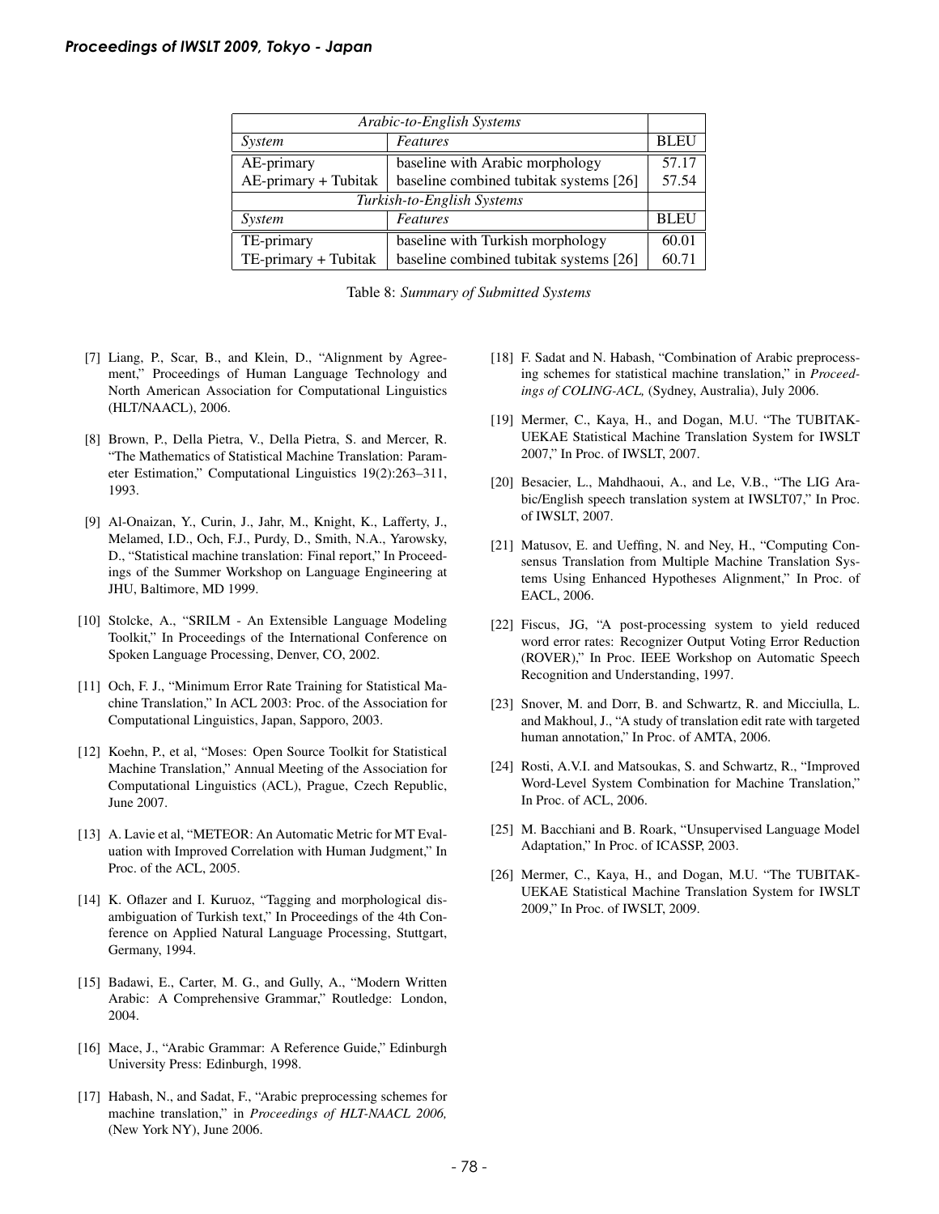| Arabic-to-English Systems | | |
|---|---|---|
| *System* | *Features* | BLEU |
| AE-primary | baseline with Arabic morphology | 57.17 |
| AE-primary + Tubitak | baseline combined tubitak systems [26] | 57.54 |
| *Turkish-to-English Systems* | | |
| *System* | *Features* | BLEU |
| TE-primary | baseline with Turkish morphology | 60.01 |
| TE-primary + Tubitak | baseline combined tubitak systems [26] | 60.71 |

Table 8: *Summary of Submitted Systems*

[7] Liang, P., Scar, B., and Klein, D., "Alignment by Agreement," Proceedings of Human Language Technology and North American Association for Computational Linguistics (HLT/NAACL), 2006.

[8] Brown, P., Della Pietra, V., Della Pietra, S. and Mercer, R. "The Mathematics of Statistical Machine Translation: Parameter Estimation," Computational Linguistics 19(2):263–311, 1993.

[9] Al-Onaizan, Y., Curin, J., Jahr, M., Knight, K., Lafferty, J., Melamed, I.D., Och, F.J., Purdy, D., Smith, N.A., Yarowsky, D., "Statistical machine translation: Final report," In Proceedings of the Summer Workshop on Language Engineering at JHU, Baltimore, MD 1999.

[10] Stolcke, A., "SRILM - An Extensible Language Modeling Toolkit," In Proceedings of the International Conference on Spoken Language Processing, Denver, CO, 2002.

[11] Och, F. J., "Minimum Error Rate Training for Statistical Machine Translation," In ACL 2003: Proc. of the Association for Computational Linguistics, Japan, Sapporo, 2003.

[12] Koehn, P., et al, "Moses: Open Source Toolkit for Statistical Machine Translation," Annual Meeting of the Association for Computational Linguistics (ACL), Prague, Czech Republic, June 2007.

[13] A. Lavie et al, "METEOR: An Automatic Metric for MT Evaluation with Improved Correlation with Human Judgment," In Proc. of the ACL, 2005.

[14] K. Oflazer and I. Kuruoz, "Tagging and morphological disambiguation of Turkish text," In Proceedings of the 4th Conference on Applied Natural Language Processing, Stuttgart, Germany, 1994.

[15] Badawi, E., Carter, M. G., and Gully, A., "Modern Written Arabic: A Comprehensive Grammar," Routledge: London, 2004.

[16] Mace, J., "Arabic Grammar: A Reference Guide," Edinburgh University Press: Edinburgh, 1998.

[17] Habash, N., and Sadat, F., "Arabic preprocessing schemes for machine translation," in *Proceedings of HLT-NAACL 2006,* (New York NY), June 2006.

[18] F. Sadat and N. Habash, "Combination of Arabic preprocessing schemes for statistical machine translation," in *Proceedings of COLING-ACL,* (Sydney, Australia), July 2006.

[19] Mermer, C., Kaya, H., and Dogan, M.U. "The TUBITAK-UEKAE Statistical Machine Translation System for IWSLT 2007," In Proc. of IWSLT, 2007.

[20] Besacier, L., Mahdhaoui, A., and Le, V.B., "The LIG Arabic/English speech translation system at IWSLT07," In Proc. of IWSLT, 2007.

[21] Matusov, E. and Ueffing, N. and Ney, H., "Computing Consensus Translation from Multiple Machine Translation Systems Using Enhanced Hypotheses Alignment," In Proc. of EACL, 2006.

[22] Fiscus, JG, "A post-processing system to yield reduced word error rates: Recognizer Output Voting Error Reduction (ROVER)," In Proc. IEEE Workshop on Automatic Speech Recognition and Understanding, 1997.

[23] Snover, M. and Dorr, B. and Schwartz, R. and Micciulla, L. and Makhoul, J., "A study of translation edit rate with targeted human annotation," In Proc. of AMTA, 2006.

[24] Rosti, A.V.I. and Matsoukas, S. and Schwartz, R., "Improved Word-Level System Combination for Machine Translation," In Proc. of ACL, 2006.

[25] M. Bacchiani and B. Roark, "Unsupervised Language Model Adaptation," In Proc. of ICASSP, 2003.

[26] Mermer, C., Kaya, H., and Dogan, M.U. "The TUBITAK-UEKAE Statistical Machine Translation System for IWSLT 2009," In Proc. of IWSLT, 2009.